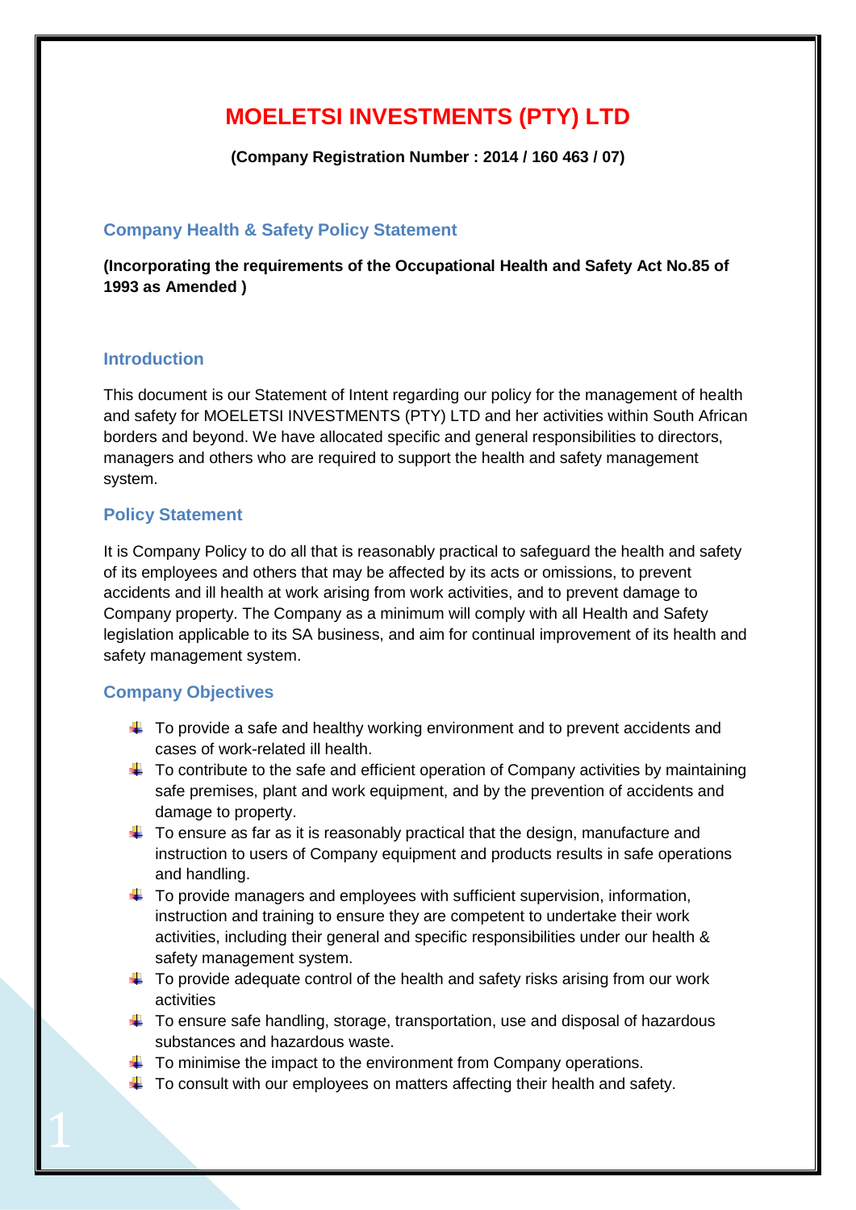# MOELETSI INVESTMENTS (PTY) LTD

**(Company Registration Number : 2014 / 160 463 / 07)**

## Company Health & Safety Policy Statement

**(Incorporating the requirements of the Occupational Health and Safety Act No.85 of 1993 as Amended )**

## Introduction

This document is our Statement of Intent regarding our policy for the management of health and safety for MOELETSI INVESTMENTS (PTY) LTD and her activities within South African borders and beyond. We have allocated specific and general responsibilities to directors, managers and others who are required to support the health and safety management system.

## Policy Statement

It is Company Policy to do all that is reasonably practical to safeguard the health and safety of its employees and others that may be affected by its acts or omissions, to prevent accidents and ill health at work arising from work activities, and to prevent damage to Company property. The Company as a minimum will comply with all Health and Safety legislation applicable to its SA business, and aim for continual improvement of its health and safety management system.

## Company Objectives

- To provide a safe and healthy working environment and to prevent accidents and cases of work-related ill health.
- To contribute to the safe and efficient operation of Company activities by maintaining safe premises, plant and work equipment, and by the prevention of accidents and damage to property.
- To ensure as far as it is reasonably practical that the design, manufacture and instruction to users of Company equipment and products results in safe operations and handling.
- To provide managers and employees with sufficient supervision, information, instruction and training to ensure they are competent to undertake their work activities, including their general and specific responsibilities under our health & safety management system.
- To provide adequate control of the health and safety risks arising from our work activities
- To ensure safe handling, storage, transportation, use and disposal of hazardous substances and hazardous waste.
- To minimise the impact to the environment from Company operations.
- To consult with our employees on matters affecting their health and safety.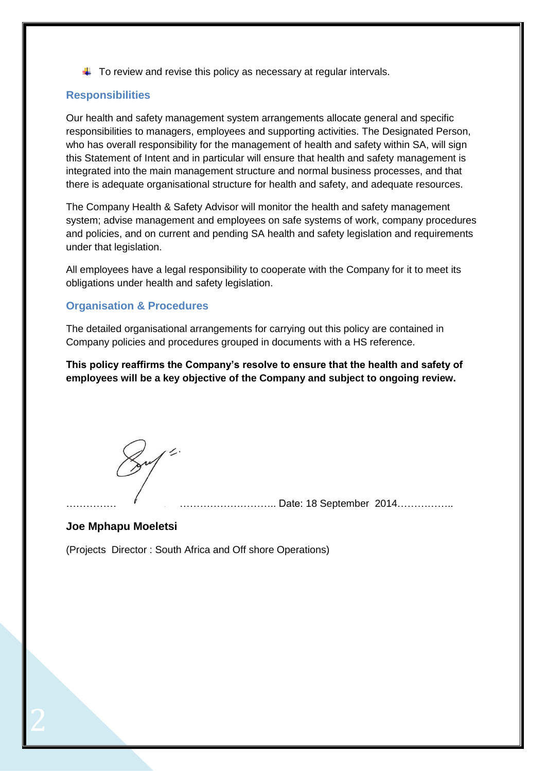- To review and revise this policy as necessary at regular intervals.

## Responsibilities

Our health and safety management system arrangements allocate general and specific responsibilities to managers, employees and supporting activities. The Designated Person, who has overall responsibility for the management of health and safety within SA, will sign this Statement of Intent and in particular will ensure that health and safety management is integrated into the main management structure and normal business processes, and that there is adequate organisational structure for health and safety, and adequate resources.

The Company Health & Safety Advisor will monitor the health and safety management system; advise management and employees on safe systems of work, company procedures and policies, and on current and pending SA health and safety legislation and requirements under that legislation.

All employees have a legal responsibility to cooperate with the Company for it to meet its obligations under health and safety legislation.

## Organisation & Procedures

The detailed organisational arrangements for carrying out this policy are contained in Company policies and procedures grouped in documents with a HS reference.

**This policy reaffirms the Company's resolve to ensure that the health and safety of employees will be a key objective of the Company and subject to ongoing review.**

…………… ……………………….. Date: 18 September 2014……………..

**Joe Mphapu Moeletsi**

(Projects Director : South Africa and Off shore Operations)